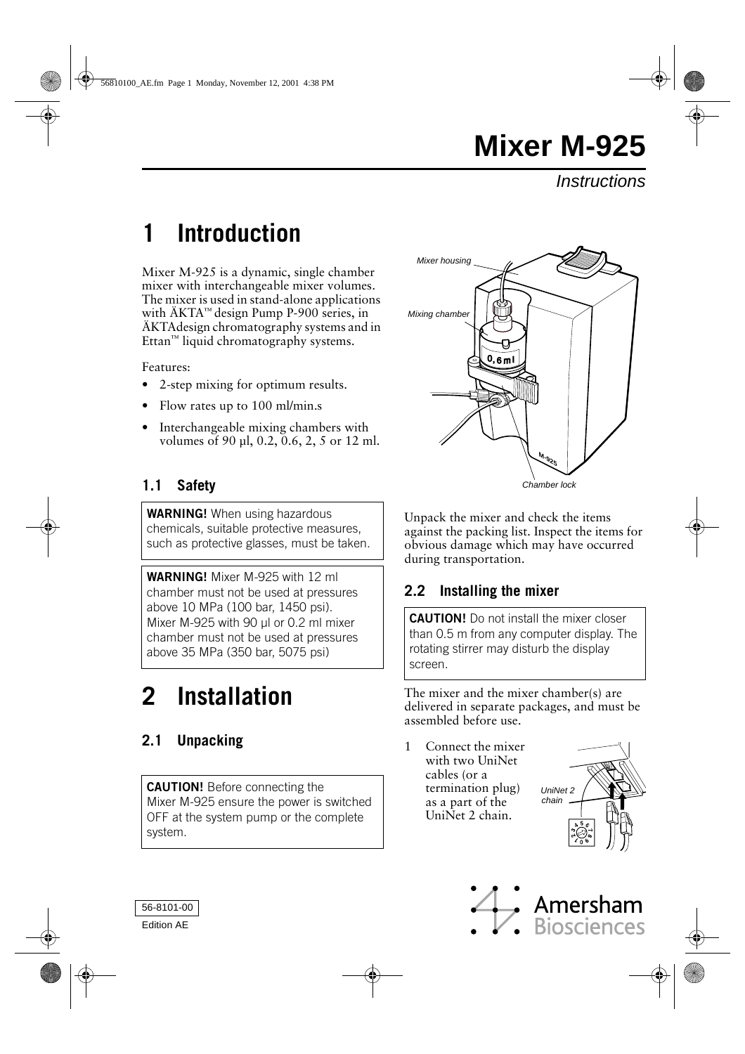# Mixer M-925

*Instructions*

# 1 Introduction

Mixer M-925 is a dynamic, single chamber mixer with interchangeable mixer volumes. The mixer is used in stand-alone applications with ÄKTA™ design Pump P-900 series, in ÄKTAdesign chromatography systems and in Ettan™ liquid chromatography systems.

Features:

- 2-step mixing for optimum results.
- Flow rates up to 100 ml/min.s
- Interchangeable mixing chambers with volumes of 90 µl, 0.2, 0.6, 2, 5 or 12 ml.

## 1.1 Safety

**WARNING!** When using hazardous chemicals, suitable protective measures, such as protective glasses, must be taken.

**WARNING!** Mixer M-925 with 12 ml chamber must not be used at pressures above 10 MPa (100 bar, 1450 psi). Mixer M-925 with 90 µl or 0.2 ml mixer chamber must not be used at pressures above 35 MPa (350 bar, 5075 psi)

# 2 Installation

## 2.1 Unpacking

**CAUTION!** Before connecting the Mixer M-925 ensure the power is switched OFF at the system pump or the complete system.

Mixer housing

Mixing chamber

Chamber lock

Unpack the mixer and check the items against the packing list. Inspect the items for obvious damage which may have occurred during transportation.

## 2.2 Installing the mixer

**CAUTION!** Do not install the mixer closer than 0.5 m from any computer display. The rotating stirrer may disturb the display screen.

The mixer and the mixer chamber(s) are delivered in separate packages, and must be assembled before use.

1 Connect the mixer with two UniNet cables (or a termination plug) as a part of the UniNet 2 chain.

UniNet 2 chain

56-8101-00

Edition AE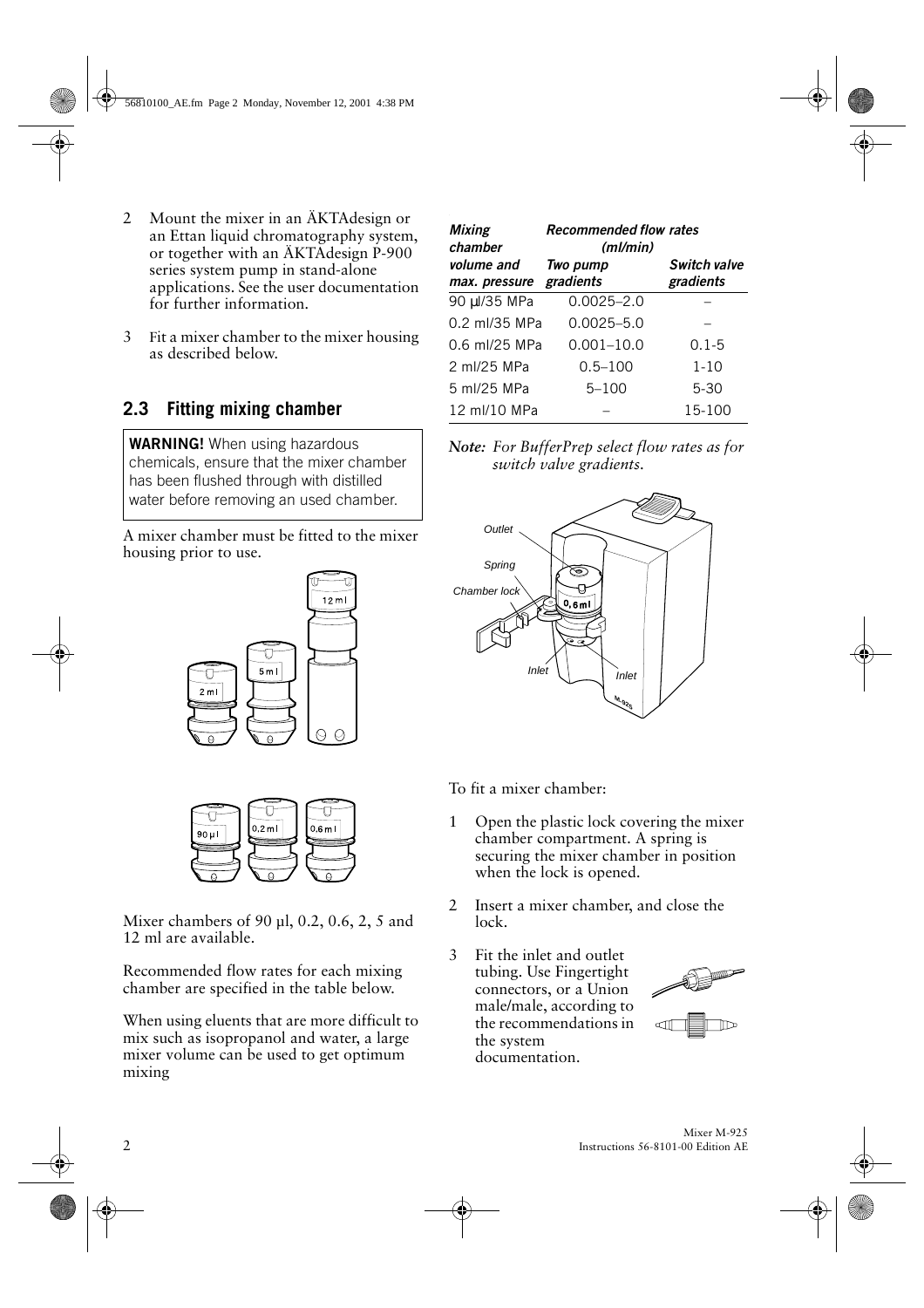2 Mount the mixer in an ÄKTAdesign or an Ettan liquid chromatography system, or together with an ÄKTAdesign P-900 series system pump in stand-alone applications. See the user documentation for further information.

3 Fit a mixer chamber to the mixer housing as described below.

## 2.3 Fitting mixing chamber

**WARNING!** When using hazardous chemicals, ensure that the mixer chamber has been flushed through with distilled water before removing an used chamber.

A mixer chamber must be fitted to the mixer housing prior to use.

Mixer chambers of 90 µl, 0.2, 0.6, 2, 5 and 12 ml are available.

Recommended flow rates for each mixing chamber are specified in the table below.

When using eluents that are more difficult to mix such as isopropanol and water, a large mixer volume can be used to get optimum mixing

| *Mixing chamber volume and max. pressure* | *Recommended flow rates (ml/min)* | |
|---|---|---|
| | *Two pump gradients* | *Switch valve gradients* |
| 90 µl/35 MPa | 0.0025–2.0 | – |
| 0.2 ml/35 MPa | 0.0025–5.0 | – |
| 0.6 ml/25 MPa | 0.001–10.0 | 0.1-5 |
| 2 ml/25 MPa | 0.5–100 | 1-10 |
| 5 ml/25 MPa | 5–100 | 5-30 |
| 12 ml/10 MPa | – | 15-100 |

***Note:*** *For BufferPrep select flow rates as for switch valve gradients.*

To fit a mixer chamber:

1 Open the plastic lock covering the mixer chamber compartment. A spring is securing the mixer chamber in position when the lock is opened.

2 Insert a mixer chamber, and close the lock.

3 Fit the inlet and outlet tubing. Use Fingertight connectors, or a Union male/male, according to the recommendations in the system documentation.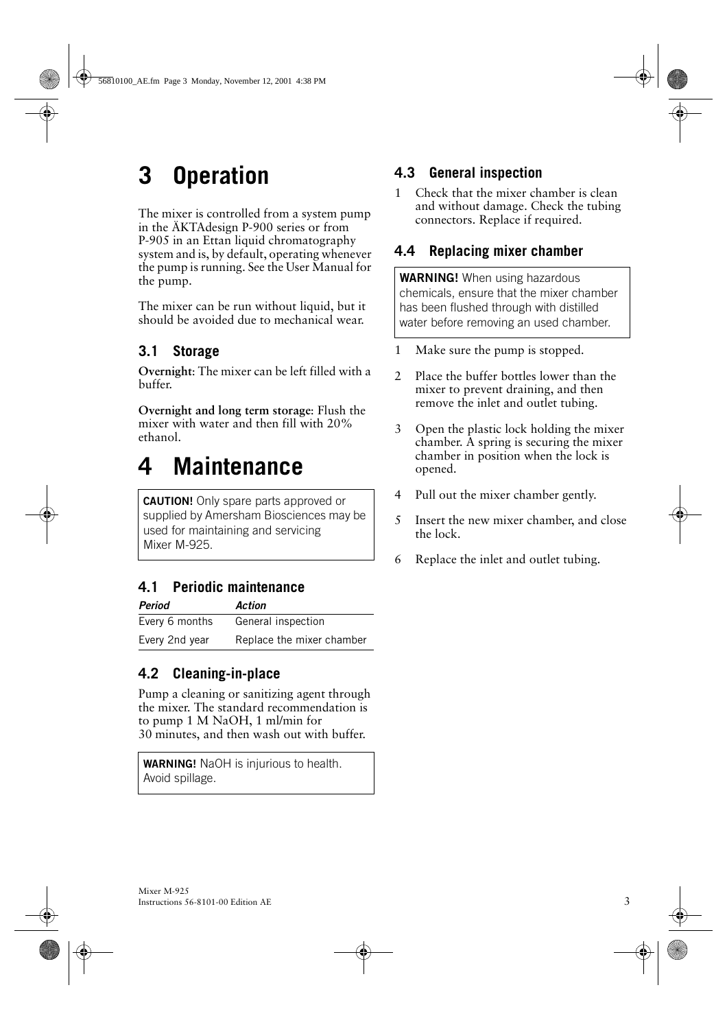# 3 Operation

The mixer is controlled from a system pump in the ÄKTAdesign P-900 series or from P-905 in an Ettan liquid chromatography system and is, by default, operating whenever the pump is running. See the User Manual for the pump.

The mixer can be run without liquid, but it should be avoided due to mechanical wear.

## 3.1 Storage

**Overnight**: The mixer can be left filled with a buffer.

**Overnight and long term storage**: Flush the mixer with water and then fill with 20% ethanol.

# 4 Maintenance

**CAUTION!** Only spare parts approved or supplied by Amersham Biosciences may be used for maintaining and servicing Mixer M-925.

## 4.1 Periodic maintenance

| *Period* | *Action* |
|---|---|
| Every 6 months | General inspection |
| Every 2nd year | Replace the mixer chamber |

## 4.2 Cleaning-in-place

Pump a cleaning or sanitizing agent through the mixer. The standard recommendation is to pump 1 M NaOH, 1 ml/min for 30 minutes, and then wash out with buffer.

**WARNING!** NaOH is injurious to health. Avoid spillage.

## 4.3 General inspection

1. Check that the mixer chamber is clean and without damage. Check the tubing connectors. Replace if required.

## 4.4 Replacing mixer chamber

**WARNING!** When using hazardous chemicals, ensure that the mixer chamber has been flushed through with distilled water before removing an used chamber.

1. Make sure the pump is stopped.
2. Place the buffer bottles lower than the mixer to prevent draining, and then remove the inlet and outlet tubing.
3. Open the plastic lock holding the mixer chamber. A spring is securing the mixer chamber in position when the lock is opened.
4. Pull out the mixer chamber gently.
5. Insert the new mixer chamber, and close the lock.
6. Replace the inlet and outlet tubing.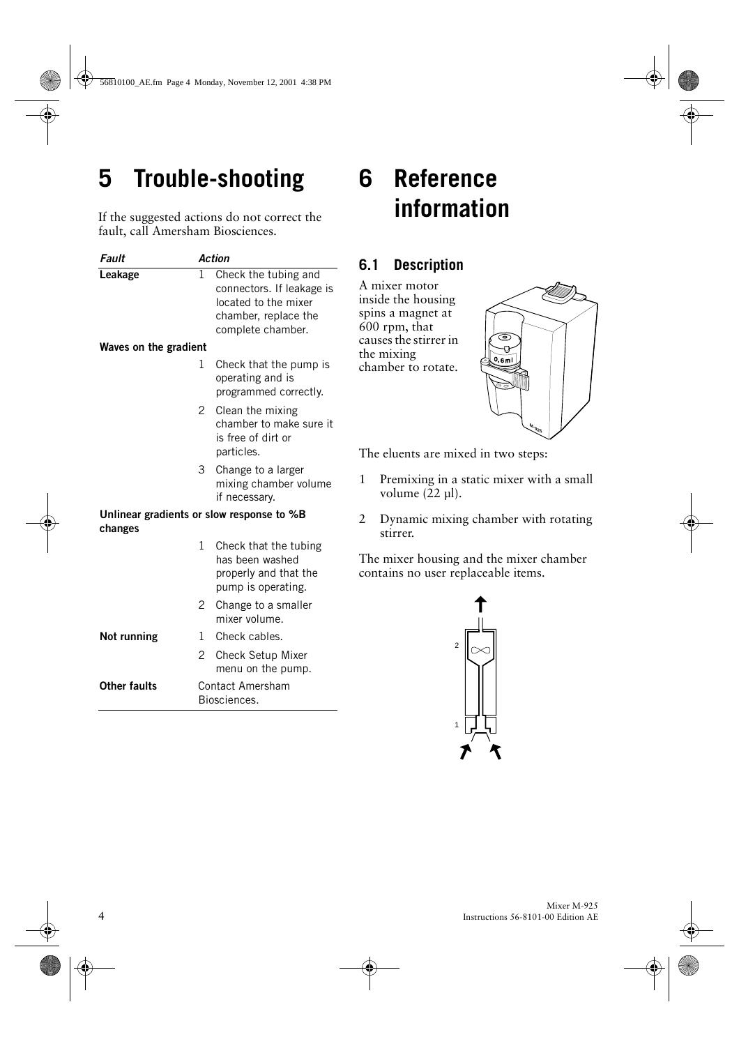# 5 Trouble-shooting

If the suggested actions do not correct the fault, call Amersham Biosciences.

| Fault | Action |
|---|---|
| **Leakage** | 1 Check the tubing and connectors. If leakage is located to the mixer chamber, replace the complete chamber. |
| **Waves on the gradient** | |
| | 1 Check that the pump is operating and is programmed correctly. |
| | 2 Clean the mixing chamber to make sure it is free of dirt or particles. |
| | 3 Change to a larger mixing chamber volume if necessary. |
| **Unlinear gradients or slow response to %B changes** | |
| | 1 Check that the tubing has been washed properly and that the pump is operating. |
| | 2 Change to a smaller mixer volume. |
| **Not running** | 1 Check cables. |
| | 2 Check Setup Mixer menu on the pump. |
| **Other faults** | Contact Amersham Biosciences. |

# 6 Reference information

## 6.1 Description

A mixer motor inside the housing spins a magnet at 600 rpm, that causes the stirrer in the mixing chamber to rotate.

The eluents are mixed in two steps:

1. Premixing in a static mixer with a small volume (22 µl).
2. Dynamic mixing chamber with rotating stirrer.

The mixer housing and the mixer chamber contains no user replaceable items.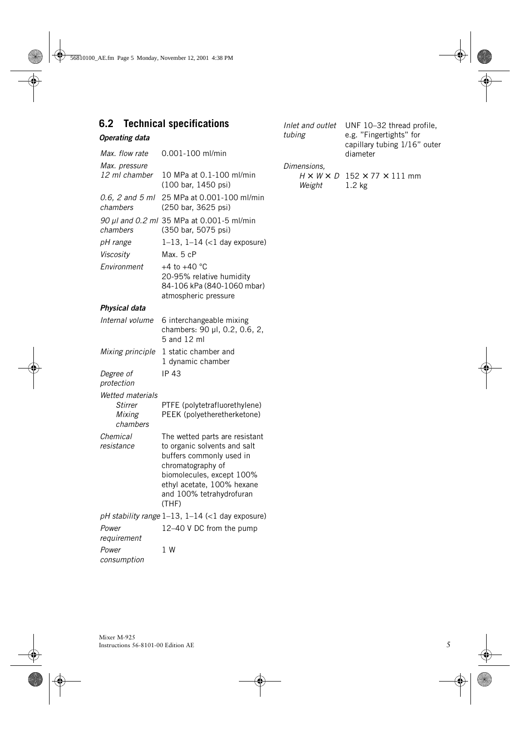## 6.2 Technical specifications

### *Operating data*

| | |
|---|---|
| *Max. flow rate* | 0.001-100 ml/min |
| *Max. pressure* | |
| *12 ml chamber* | 10 MPa at 0.1-100 ml/min (100 bar, 1450 psi) |
| *0.6, 2 and 5 ml chambers* | 25 MPa at 0.001-100 ml/min (250 bar, 3625 psi) |
| *90 µl and 0.2 ml chambers* | 35 MPa at 0.001-5 ml/min (350 bar, 5075 psi) |
| *pH range* | 1–13, 1–14 (<1 day exposure) |
| *Viscosity* | Max. 5 cP |
| *Environment* | +4 to +40 °C<br>20-95% relative humidity<br>84-106 kPa (840-1060 mbar) atmospheric pressure |

### *Physical data*

| | |
|---|---|
| *Internal volume* | 6 interchangeable mixing chambers: 90 µl, 0.2, 0.6, 2, 5 and 12 ml |
| *Mixing principle* | 1 static chamber and 1 dynamic chamber |
| *Degree of protection* | IP 43 |
| *Wetted materials* | |
| *Stirrer* | PTFE (polytetrafluorethylene) |
| *Mixing chambers* | PEEK (polyetheretherketone) |
| *Chemical resistance* | The wetted parts are resistant to organic solvents and salt buffers commonly used in chromatography of biomolecules, except 100% ethyl acetate, 100% hexane and 100% tetrahydrofuran (THF) |
| *pH stability range* | 1–13, 1–14 (<1 day exposure) |
| *Power requirement* | 12–40 V DC from the pump |
| *Power consumption* | 1 W |
| *Inlet and outlet tubing* | UNF 10–32 thread profile, e.g. "Fingertights" for capillary tubing 1/16" outer diameter |
| *Dimensions,* | |
| *H × W × D* | 152 × 77 × 111 mm |
| *Weight* | 1.2 kg |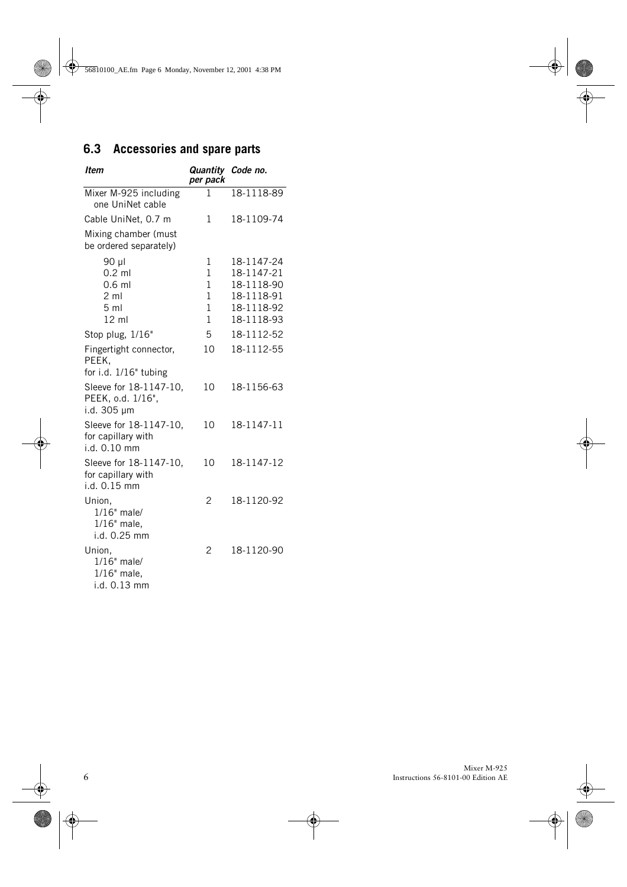## 6.3 Accessories and spare parts

| *Item* | *Quantity per pack* | *Code no.* |
|---|---|---|
| Mixer M-925 including one UniNet cable | 1 | 18-1118-89 |
| Cable UniNet, 0.7 m | 1 | 18-1109-74 |
| Mixing chamber (must be ordered separately) | | |
| 90 µl | 1 | 18-1147-24 |
| 0.2 ml | 1 | 18-1147-21 |
| 0.6 ml | 1 | 18-1118-90 |
| 2 ml | 1 | 18-1118-91 |
| 5 ml | 1 | 18-1118-92 |
| 12 ml | 1 | 18-1118-93 |
| Stop plug, 1/16" | 5 | 18-1112-52 |
| Fingertight connector, PEEK, for i.d. 1/16" tubing | 10 | 18-1112-55 |
| Sleeve for 18-1147-10, PEEK, o.d. 1/16", i.d. 305 µm | 10 | 18-1156-63 |
| Sleeve for 18-1147-10, for capillary with i.d. 0.10 mm | 10 | 18-1147-11 |
| Sleeve for 18-1147-10, for capillary with i.d. 0.15 mm | 10 | 18-1147-12 |
| Union, 1/16" male/ 1/16" male, i.d. 0.25 mm | 2 | 18-1120-92 |
| Union, 1/16" male/ 1/16" male, i.d. 0.13 mm | 2 | 18-1120-90 |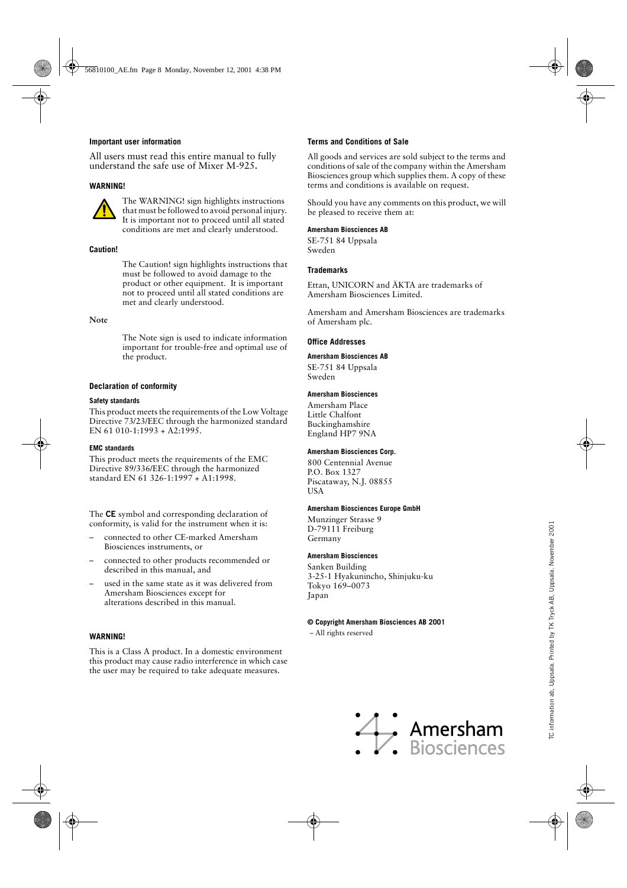## Important user information

All users must read this entire manual to fully understand the safe use of Mixer M-925.

### WARNING!

The WARNING! sign highlights instructions that must be followed to avoid personal injury. It is important not to proceed until all stated conditions are met and clearly understood.

### Caution!

The Caution! sign highlights instructions that must be followed to avoid damage to the product or other equipment. It is important not to proceed until all stated conditions are met and clearly understood.

### Note

The Note sign is used to indicate information important for trouble-free and optimal use of the product.

## Declaration of conformity

### Safety standards

This product meets the requirements of the Low Voltage Directive 73/23/EEC through the harmonized standard EN 61 010-1:1993 + A2:1995.

### EMC standards

This product meets the requirements of the EMC Directive 89/336/EEC through the harmonized standard EN 61 326-1:1997 + A1:1998.

The **CE** symbol and corresponding declaration of conformity, is valid for the instrument when it is:

- connected to other CE-marked Amersham Biosciences instruments, or
- connected to other products recommended or described in this manual, and
- used in the same state as it was delivered from Amersham Biosciences except for alterations described in this manual.

### WARNING!

This is a Class A product. In a domestic environment this product may cause radio interference in which case the user may be required to take adequate measures.

## Terms and Conditions of Sale

All goods and services are sold subject to the terms and conditions of sale of the company within the Amersham Biosciences group which supplies them. A copy of these terms and conditions is available on request.

Should you have any comments on this product, we will be pleased to receive them at:

**Amersham Biosciences AB**
SE-751 84 Uppsala
Sweden

## Trademarks

Ettan, UNICORN and ÄKTA are trademarks of Amersham Biosciences Limited.

Amersham and Amersham Biosciences are trademarks of Amersham plc.

## Office Addresses

**Amersham Biosciences AB**
SE-751 84 Uppsala
Sweden

**Amersham Biosciences**
Amersham Place
Little Chalfont
Buckinghamshire
England HP7 9NA

**Amersham Biosciences Corp.**
800 Centennial Avenue
P.O. Box 1327
Piscataway, N.J. 08855
USA

**Amersham Biosciences Europe GmbH**
Munzinger Strasse 9
D-79111 Freiburg
Germany

**Amersham Biosciences**
Sanken Building
3-25-1 Hyakunincho, Shinjuku-ku
Tokyo 169–0073
Japan

**© Copyright Amersham Biosciences AB 2001**
– All rights reserved

Amersham Biosciences

TC information ab, Uppsala. Printed by TK Tryck AB, Uppsala. November 2001